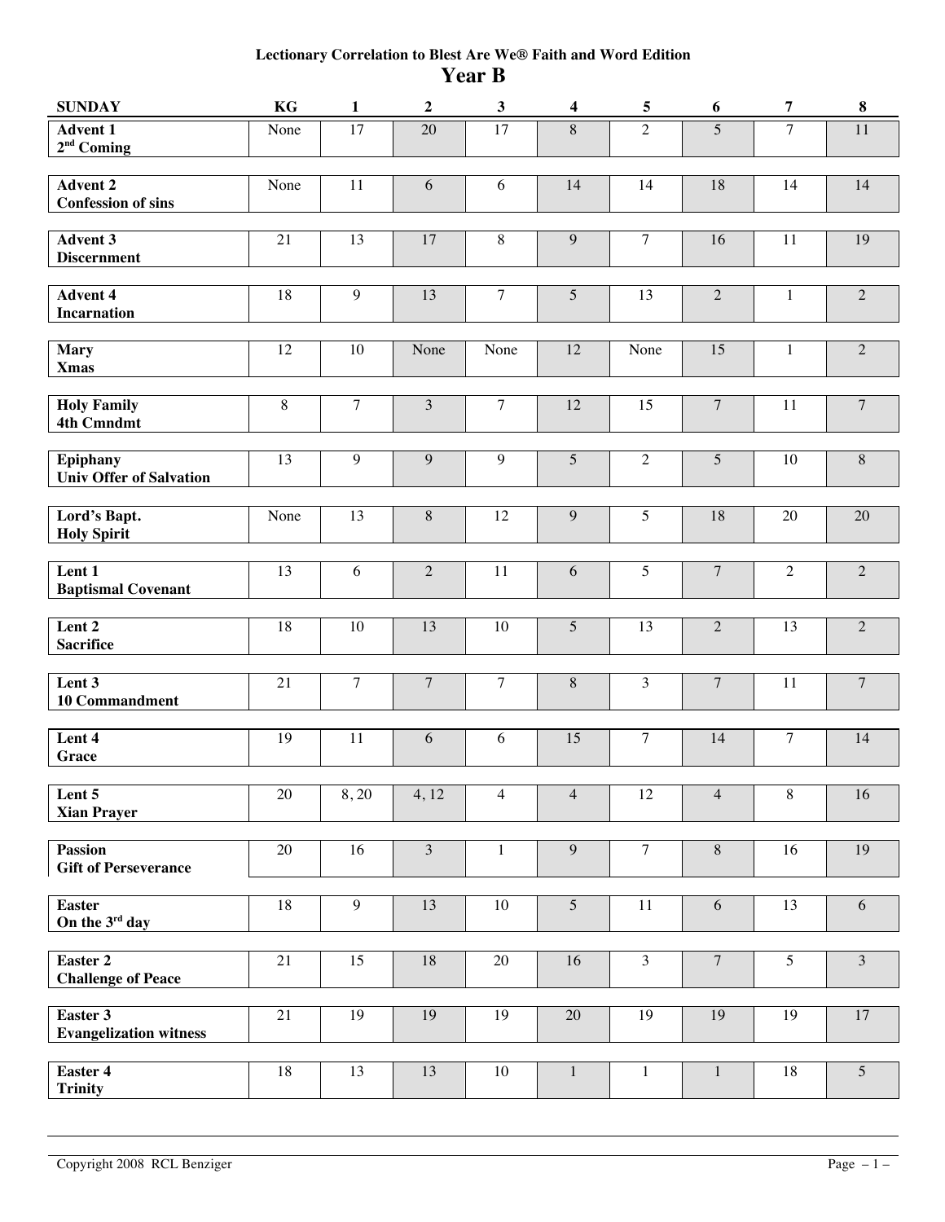**Lectionary Correlation to Blest Are We® Faith and Word Edition**

# Year B

| SUNDAY | KG | 1 | 2 | 3 | 4 | 5 | 6 | 7 | 8 |
|---|---|---|---|---|---|---|---|---|---|
| **Advent 1**<br>**2nd Coming** | None | 17 | 20 | 17 | 8 | 2 | 5 | 7 | 11 |
| **Advent 2**<br>**Confession of sins** | None | 11 | 6 | 6 | 14 | 14 | 18 | 14 | 14 |
| **Advent 3**<br>**Discernment** | 21 | 13 | 17 | 8 | 9 | 7 | 16 | 11 | 19 |
| **Advent 4**<br>**Incarnation** | 18 | 9 | 13 | 7 | 5 | 13 | 2 | 1 | 2 |
| **Mary**<br>**Xmas** | 12 | 10 | None | None | 12 | None | 15 | 1 | 2 |
| **Holy Family**<br>**4th Cmndmt** | 8 | 7 | 3 | 7 | 12 | 15 | 7 | 11 | 7 |
| **Epiphany**<br>**Univ Offer of Salvation** | 13 | 9 | 9 | 9 | 5 | 2 | 5 | 10 | 8 |
| **Lord's Bapt.**<br>**Holy Spirit** | None | 13 | 8 | 12 | 9 | 5 | 18 | 20 | 20 |
| **Lent 1**<br>**Baptismal Covenant** | 13 | 6 | 2 | 11 | 6 | 5 | 7 | 2 | 2 |
| **Lent 2**<br>**Sacrifice** | 18 | 10 | 13 | 10 | 5 | 13 | 2 | 13 | 2 |
| **Lent 3**<br>**10 Commandment** | 21 | 7 | 7 | 7 | 8 | 3 | 7 | 11 | 7 |
| **Lent 4**<br>**Grace** | 19 | 11 | 6 | 6 | 15 | 7 | 14 | 7 | 14 |
| **Lent 5**<br>**Xian Prayer** | 20 | 8, 20 | 4, 12 | 4 | 4 | 12 | 4 | 8 | 16 |
| **Passion**<br>**Gift of Perseverance** | 20 | 16 | 3 | 1 | 9 | 7 | 8 | 16 | 19 |
| **Easter**<br>**On the 3rd day** | 18 | 9 | 13 | 10 | 5 | 11 | 6 | 13 | 6 |
| **Easter 2**<br>**Challenge of Peace** | 21 | 15 | 18 | 20 | 16 | 3 | 7 | 5 | 3 |
| **Easter 3**<br>**Evangelization witness** | 21 | 19 | 19 | 19 | 20 | 19 | 19 | 19 | 17 |
| **Easter 4**<br>**Trinity** | 18 | 13 | 13 | 10 | 1 | 1 | 1 | 18 | 5 |

Copyright 2008 RCL Benziger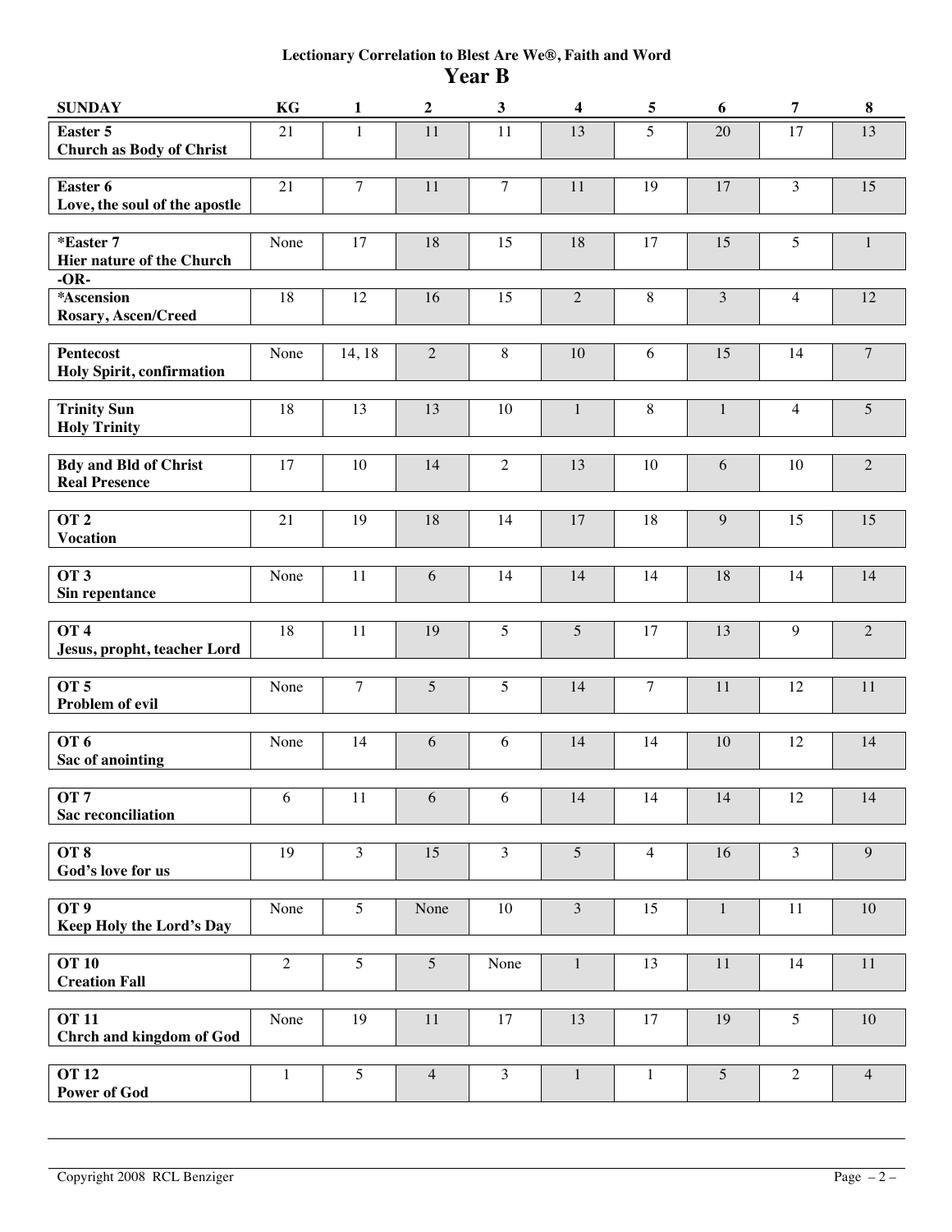**Lectionary Correlation to Blest Are We®, Faith and Word**

# Year B

| SUNDAY | KG | 1 | 2 | 3 | 4 | 5 | 6 | 7 | 8 |
|---|---|---|---|---|---|---|---|---|---|
| **Easter 5**<br>**Church as Body of Christ** | 21 | 1 | 11 | 11 | 13 | 5 | 20 | 17 | 13 |
| **Easter 6**<br>**Love, the soul of the apostle** | 21 | 7 | 11 | 7 | 11 | 19 | 17 | 3 | 15 |
| ***Easter 7**<br>**Hier nature of the Church** | None | 17 | 18 | 15 | 18 | 17 | 15 | 5 | 1 |
| **-OR-** | | | | | | | | | |
| ***Ascension**<br>**Rosary, Ascen/Creed** | 18 | 12 | 16 | 15 | 2 | 8 | 3 | 4 | 12 |
| **Pentecost**<br>**Holy Spirit, confirmation** | None | 14, 18 | 2 | 8 | 10 | 6 | 15 | 14 | 7 |
| **Trinity Sun**<br>**Holy Trinity** | 18 | 13 | 13 | 10 | 1 | 8 | 1 | 4 | 5 |
| **Bdy and Bld of Christ**<br>**Real Presence** | 17 | 10 | 14 | 2 | 13 | 10 | 6 | 10 | 2 |
| **OT 2**<br>**Vocation** | 21 | 19 | 18 | 14 | 17 | 18 | 9 | 15 | 15 |
| **OT 3**<br>**Sin repentance** | None | 11 | 6 | 14 | 14 | 14 | 18 | 14 | 14 |
| **OT 4**<br>**Jesus, propht, teacher Lord** | 18 | 11 | 19 | 5 | 5 | 17 | 13 | 9 | 2 |
| **OT 5**<br>**Problem of evil** | None | 7 | 5 | 5 | 14 | 7 | 11 | 12 | 11 |
| **OT 6**<br>**Sac of anointing** | None | 14 | 6 | 6 | 14 | 14 | 10 | 12 | 14 |
| **OT 7**<br>**Sac reconciliation** | 6 | 11 | 6 | 6 | 14 | 14 | 14 | 12 | 14 |
| **OT 8**<br>**God's love for us** | 19 | 3 | 15 | 3 | 5 | 4 | 16 | 3 | 9 |
| **OT 9**<br>**Keep Holy the Lord's Day** | None | 5 | None | 10 | 3 | 15 | 1 | 11 | 10 |
| **OT 10**<br>**Creation Fall** | 2 | 5 | 5 | None | 1 | 13 | 11 | 14 | 11 |
| **OT 11**<br>**Chrch and kingdom of God** | None | 19 | 11 | 17 | 13 | 17 | 19 | 5 | 10 |
| **OT 12**<br>**Power of God** | 1 | 5 | 4 | 3 | 1 | 1 | 5 | 2 | 4 |

Copyright 2008 RCL Benziger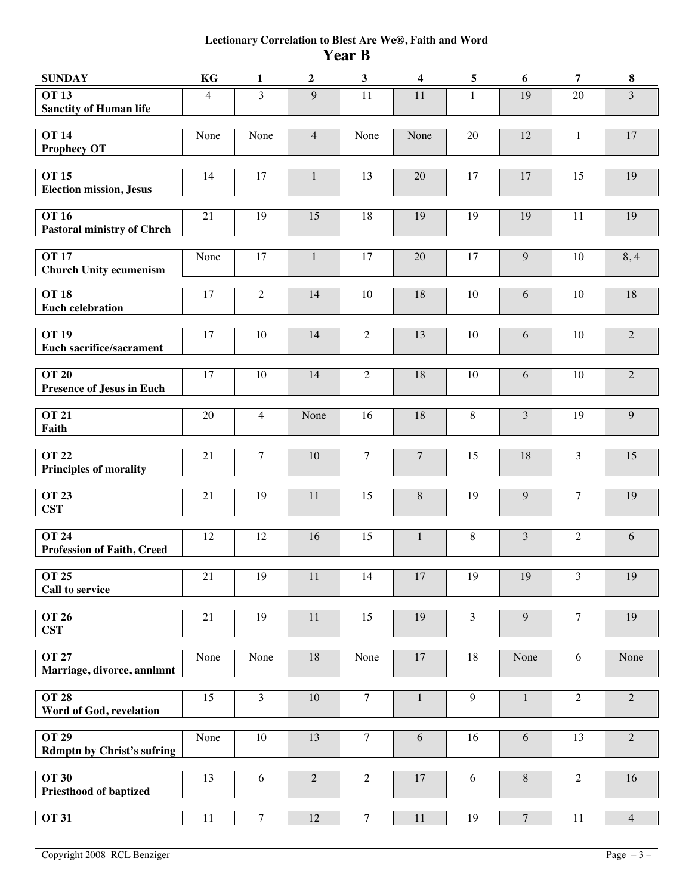**Lectionary Correlation to Blest Are We®, Faith and Word**

# Year B

| SUNDAY | KG | 1 | 2 | 3 | 4 | 5 | 6 | 7 | 8 |
|---|---|---|---|---|---|---|---|---|---|
| **OT 13** **Sanctity of Human life** | 4 | 3 | 9 | 11 | 11 | 1 | 19 | 20 | 3 |
| **OT 14** **Prophecy OT** | None | None | 4 | None | None | 20 | 12 | 1 | 17 |
| **OT 15** **Election mission, Jesus** | 14 | 17 | 1 | 13 | 20 | 17 | 17 | 15 | 19 |
| **OT 16** **Pastoral ministry of Chrch** | 21 | 19 | 15 | 18 | 19 | 19 | 19 | 11 | 19 |
| **OT 17** **Church Unity ecumenism** | None | 17 | 1 | 17 | 20 | 17 | 9 | 10 | 8, 4 |
| **OT 18** **Euch celebration** | 17 | 2 | 14 | 10 | 18 | 10 | 6 | 10 | 18 |
| **OT 19** **Euch sacrifice/sacrament** | 17 | 10 | 14 | 2 | 13 | 10 | 6 | 10 | 2 |
| **OT 20** **Presence of Jesus in Euch** | 17 | 10 | 14 | 2 | 18 | 10 | 6 | 10 | 2 |
| **OT 21** **Faith** | 20 | 4 | None | 16 | 18 | 8 | 3 | 19 | 9 |
| **OT 22** **Principles of morality** | 21 | 7 | 10 | 7 | 7 | 15 | 18 | 3 | 15 |
| **OT 23** **CST** | 21 | 19 | 11 | 15 | 8 | 19 | 9 | 7 | 19 |
| **OT 24** **Profession of Faith, Creed** | 12 | 12 | 16 | 15 | 1 | 8 | 3 | 2 | 6 |
| **OT 25** **Call to service** | 21 | 19 | 11 | 14 | 17 | 19 | 19 | 3 | 19 |
| **OT 26** **CST** | 21 | 19 | 11 | 15 | 19 | 3 | 9 | 7 | 19 |
| **OT 27** **Marriage, divorce, annlmnt** | None | None | 18 | None | 17 | 18 | None | 6 | None |
| **OT 28** **Word of God, revelation** | 15 | 3 | 10 | 7 | 1 | 9 | 1 | 2 | 2 |
| **OT 29** **Rdmptn by Christ's sufring** | None | 10 | 13 | 7 | 6 | 16 | 6 | 13 | 2 |
| **OT 30** **Priesthood of baptized** | 13 | 6 | 2 | 2 | 17 | 6 | 8 | 2 | 16 |
| **OT 31** | 11 | 7 | 12 | 7 | 11 | 19 | 7 | 11 | 4 |

Copyright 2008 RCL Benziger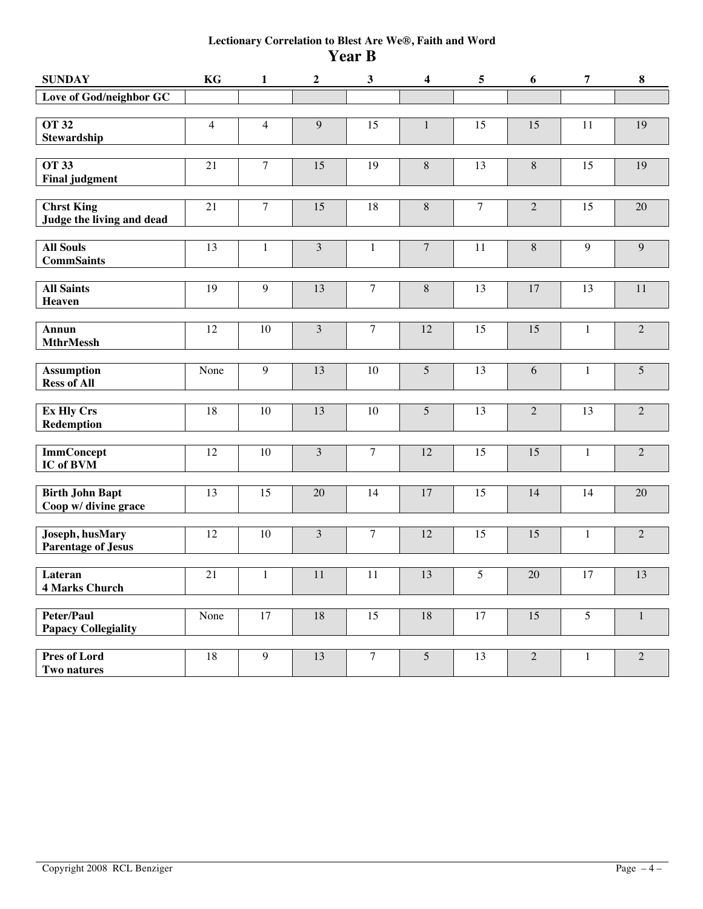**Lectionary Correlation to Blest Are We®, Faith and Word**

## Year B

| SUNDAY | KG | 1 | 2 | 3 | 4 | 5 | 6 | 7 | 8 |
|---|---|---|---|---|---|---|---|---|---|
| **Love of God/neighbor GC** | | | | | | | | | |
| **OT 32**<br>**Stewardship** | 4 | 4 | 9 | 15 | 1 | 15 | 15 | 11 | 19 |
| **OT 33**<br>**Final judgment** | 21 | 7 | 15 | 19 | 8 | 13 | 8 | 15 | 19 |
| **Chrst King**<br>**Judge the living and dead** | 21 | 7 | 15 | 18 | 8 | 7 | 2 | 15 | 20 |
| **All Souls**<br>**CommSaints** | 13 | 1 | 3 | 1 | 7 | 11 | 8 | 9 | 9 |
| **All Saints**<br>**Heaven** | 19 | 9 | 13 | 7 | 8 | 13 | 17 | 13 | 11 |
| **Annun**<br>**MthrMessh** | 12 | 10 | 3 | 7 | 12 | 15 | 15 | 1 | 2 |
| **Assumption**<br>**Ress of All** | None | 9 | 13 | 10 | 5 | 13 | 6 | 1 | 5 |
| **Ex Hly Crs**<br>**Redemption** | 18 | 10 | 13 | 10 | 5 | 13 | 2 | 13 | 2 |
| **ImmConcept**<br>**IC of BVM** | 12 | 10 | 3 | 7 | 12 | 15 | 15 | 1 | 2 |
| **Birth John Bapt**<br>**Coop w/ divine grace** | 13 | 15 | 20 | 14 | 17 | 15 | 14 | 14 | 20 |
| **Joseph, husMary**<br>**Parentage of Jesus** | 12 | 10 | 3 | 7 | 12 | 15 | 15 | 1 | 2 |
| **Lateran**<br>**4 Marks Church** | 21 | 1 | 11 | 11 | 13 | 5 | 20 | 17 | 13 |
| **Peter/Paul**<br>**Papacy Collegiality** | None | 17 | 18 | 15 | 18 | 17 | 15 | 5 | 1 |
| **Pres of Lord**<br>**Two natures** | 18 | 9 | 13 | 7 | 5 | 13 | 2 | 1 | 2 |

Copyright 2008 RCL Benziger